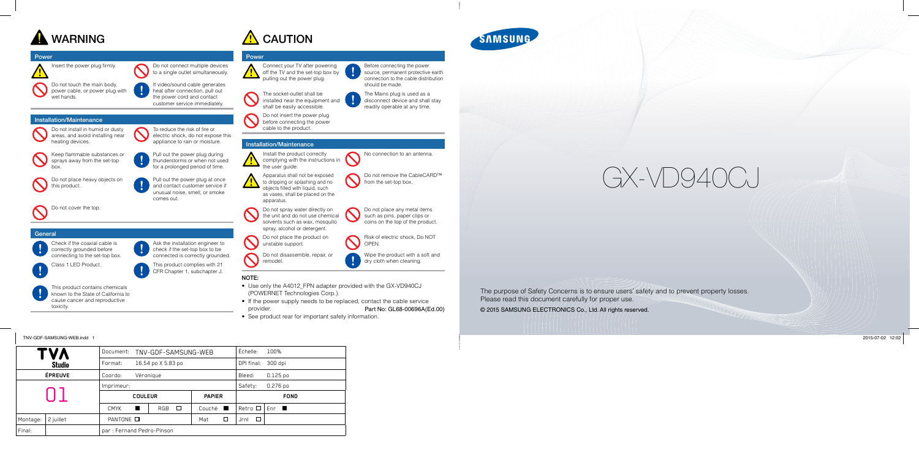# WARNING

## Power

- Insert the power plug firmly.
- Do not touch the main body, power cable, or power plug with wet hands.
- Do not connect multiple devices to a single outlet simultaneously.
- If video/sound cable generates heat after connection, pull out the power cord and contact customer service immediately.

## Installation/Maintenance

- Do not install in humid or dusty areas, and avoid installing near heating devices.
- Keep flammable substances or sprays away from the set-top box.
- Do not place heavy objects on this product.
- Do not cover the top.
- To reduce the risk of fire or electric shock, do not expose this appliance to rain or moisture.
- Pull out the power plug during thunderstorms or when not used for a prolonged period of time.
- Pull out the power plug at once and contact customer service if unusual noise, smell, or smoke comes out.

## General

- Check if the coaxial cable is correctly grounded before connecting to the set-top box.
- Class 1 LED Product.
- This product contains chemicals known to the State of California to cause cancer and reproductive toxicity.
- Ask the installation engineer to check if the set-top box to be connected is correctly grounded.
- This product complies with 21 CFR Chapter 1, subchapter J.

# CAUTION

## Power

- Connect your TV after powering off the TV and the set-top box by pulling out the power plug.
- The socket-outlet shall be installed near the equipment and shall be easily accessible.
- Do not insert the power plug before connecting the power cable to the product.
- Before connecting the power source, permanent protective earth connection to the cable distribution should be made.
- The Mains plug is used as a disconnect device and shall stay readily operable at any time.

## Installation/Maintenance

- Install the product correctly complying with the instructions in the user guide.
- Apparatus shall not be exposed to dripping or splashing and no objects filled with liquid, such as vases, shall be placed on the apparatus.
- Do not spray water directly on the unit and do not use chemical solvents such as wax, mosquito spray, alcohol or detergent.
- Do not place the product on unstable support.
- Do not disassemble, repair, or remodel.
- No connection to an antenna.
- Do not remove the CableCARD™ from the set-top box.
- Do not place any metal items such as pins, paper clips or coins on the top of the product.
- Risk of electric shock, Do NOT OPEN.
- Wipe the product with a soft and dry cloth when cleaning.

**NOTE:**

- Use only the A4012_FPN adapter provided with the GX-VD940CJ (POWERNET Technologies Corp.).
- If the power supply needs to be replaced, contact the cable service provider.
- See product rear for important safety information.

Part No: GL68-00696A(Ed.00)

SAMSUNG

# GX-VD940CJ

The purpose of Safety Concerns is to ensure users' safety and to prevent property losses.
Please read this document carefully for proper use.

© 2015 SAMSUNG ELECTRONICS Co., Ltd. All rights reserved.

TNV-GDF-SAMSUNG-WEB.indd 1 2015-07-02 12:02

| TVA Studio | | Document: TNV-GDF-SAMSUNG-WEB | | | Échelle: 100% | |
|---|---|---|---|---|---|---|
| | | Format: 16.54 po X 5.83 po | | | DPI final: 300 dpi | |
| ÉPREUVE | | Coordo: Véronique | | | Bleed: 0.125 po | |
| 01 | | Imprimeur: | | | Safety: 0.276 po | |
| | | COULEUR | | PAPIER | FOND | |
| | | CMYK ■ | RGB □ | Couché ■ | Retro □ | Enr ■ |
| Montage: | 2 juillet | PANTONE □ | | Mat □ | Jrnl □ | |
| Final: | | par : Fernand Pedro-Pinson | | | | |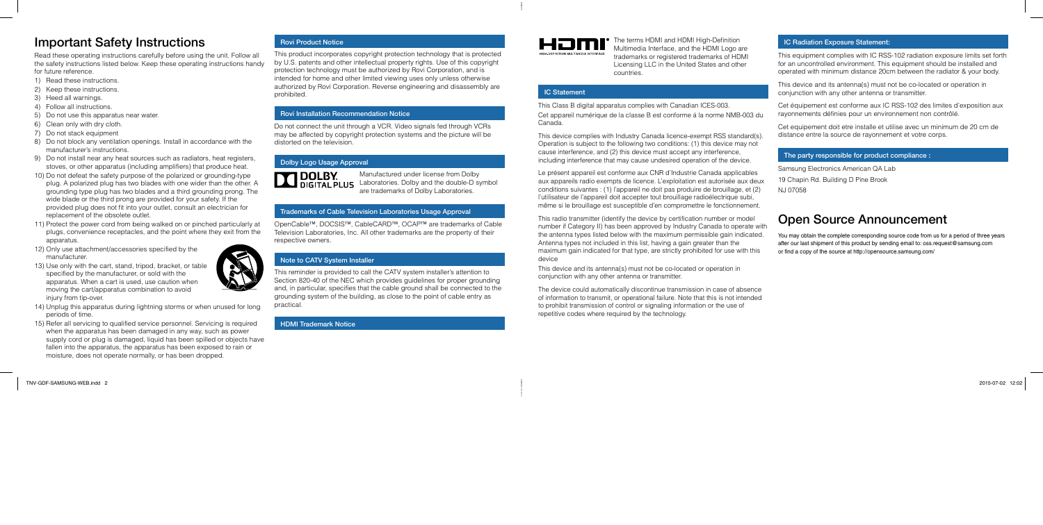# Important Safety Instructions

Read these operating instructions carefully before using the unit. Follow all the safety instructions listed below. Keep these operating instructions handy for future reference.

1) Read these instructions.
2) Keep these instructions.
3) Heed all warnings.
4) Follow all instructions.
5) Do not use this apparatus near water.
6) Clean only with dry cloth.
7) Do not stack equipment
8) Do not block any ventilation openings. Install in accordance with the manufacturer's instructions.
9) Do not install near any heat sources such as radiators, heat registers, stoves, or other apparatus (including amplifiers) that produce heat.
10) Do not defeat the safety purpose of the polarized or grounding-type plug. A polarized plug has two blades with one wider than the other. A grounding type plug has two blades and a third grounding prong. The wide blade or the third prong are provided for your safety. If the provided plug does not fit into your outlet, consult an electrician for replacement of the obsolete outlet.
11) Protect the power cord from being walked on or pinched particularly at plugs, convenience receptacles, and the point where they exit from the apparatus.
12) Only use attachment/accessories specified by the manufacturer.
13) Use only with the cart, stand, tripod, bracket, or table specified by the manufacturer, or sold with the apparatus. When a cart is used, use caution when moving the cart/apparatus combination to avoid injury from tip-over.
14) Unplug this apparatus during lightning storms or when unused for long periods of time.
15) Refer all servicing to qualified service personnel. Servicing is required when the apparatus has been damaged in any way, such as power supply cord or plug is damaged, liquid has been spilled or objects have fallen into the apparatus, the apparatus has been exposed to rain or moisture, does not operate normally, or has been dropped.

## Rovi Product Notice

This product incorporates copyright protection technology that is protected by U.S. patents and other intellectual property rights. Use of this copyright protection technology must be authorized by Rovi Corporation, and is intended for home and other limited viewing uses only unless otherwise authorized by Rovi Corporation. Reverse engineering and disassembly are prohibited.

## Rovi Installation Recommendation Notice

Do not connect the unit through a VCR. Video signals fed through VCRs may be affected by copyright protection systems and the picture will be distorted on the television.

## Dolby Logo Usage Approval

Manufactured under license from Dolby Laboratories. Dolby and the double-D symbol are trademarks of Dolby Laboratories.

## Trademarks of Cable Television Laboratories Usage Approval

OpenCable™, DOCSIS™, CableCARD™, OCAP™ are trademarks of Cable Television Laboratories, Inc. All other trademarks are the property of their respective owners.

## Note to CATV System Installer

This reminder is provided to call the CATV system installer's attention to Section 820-40 of the NEC which provides guidelines for proper grounding and, in particular, specifies that the cable ground shall be connected to the grounding system of the building, as close to the point of cable entry as practical.

## HDMI Trademark Notice

The terms HDMI and HDMI High-Definition Multimedia Interface, and the HDMI Logo are trademarks or registered trademarks of HDMI Licensing LLC in the United States and other countries.

## IC Statement

This Class B digital apparatus complies with Canadian ICES-003.

Cet appareil numérique de la classe B est conforme á la norme NMB-003 du Canada.

This device complies with Industry Canada licence-exempt RSS standard(s). Operation is subject to the following two conditions: (1) this device may not cause interference, and (2) this device must accept any interference, including interference that may cause undesired operation of the device.

Le présent appareil est conforme aux CNR d'Industrie Canada applicables aux appareils radio exempts de licence. L'exploitation est autorisée aux deux conditions suivantes : (1) l'appareil ne doit pas produire de brouillage, et (2) l'utilisateur de l'appareil doit accepter tout brouillage radioélectrique subi, même si le brouillage est susceptible d'en compromettre le fonctionnement.

This radio transmitter (identify the device by certification number or model number if Category II) has been approved by Industry Canada to operate with the antenna types listed below with the maximum permissible gain indicated. Antenna types not included in this list, having a gain greater than the maximum gain indicated for that type, are strictly prohibited for use with this device

This device and its antenna(s) must not be co-located or operation in conjunction with any other antenna or transmitter.

The device could automatically discontinue transmission in case of absence of information to transmit, or operational failure. Note that this is not intended to prohibit transmission of control or signaling information or the use of repetitive codes where required by the technology.

## IC Radiation Exposure Statement:

This equipment complies with IC RSS-102 radiation exposure limits set forth for an uncontrolled environment. This equipment should be installed and operated with minimum distance 20cm between the radiator & your body.

This device and its antenna(s) must not be co-located or operation in conjunction with any other antenna or transmitter.

Cet équipement est conforme aux IC RSS-102 des limites d'exposition aux rayonnements définies pour un environnement non contrôlé.

Cet equipement doit etre installe et utilise avec un minimum de 20 cm de distance entre la source de rayonnement et votre corps.

## The party responsible for product compliance :

Samsung Electronics American QA Lab
19 Chapin Rd. Building D Pine Brook
NJ 07058

# Open Source Announcement

You may obtain the complete corresponding source code from us for a period of three years after our last shipment of this product by sending email to: oss.request@samsung.com or find a copy of the source at http://opensource.samsung.com/